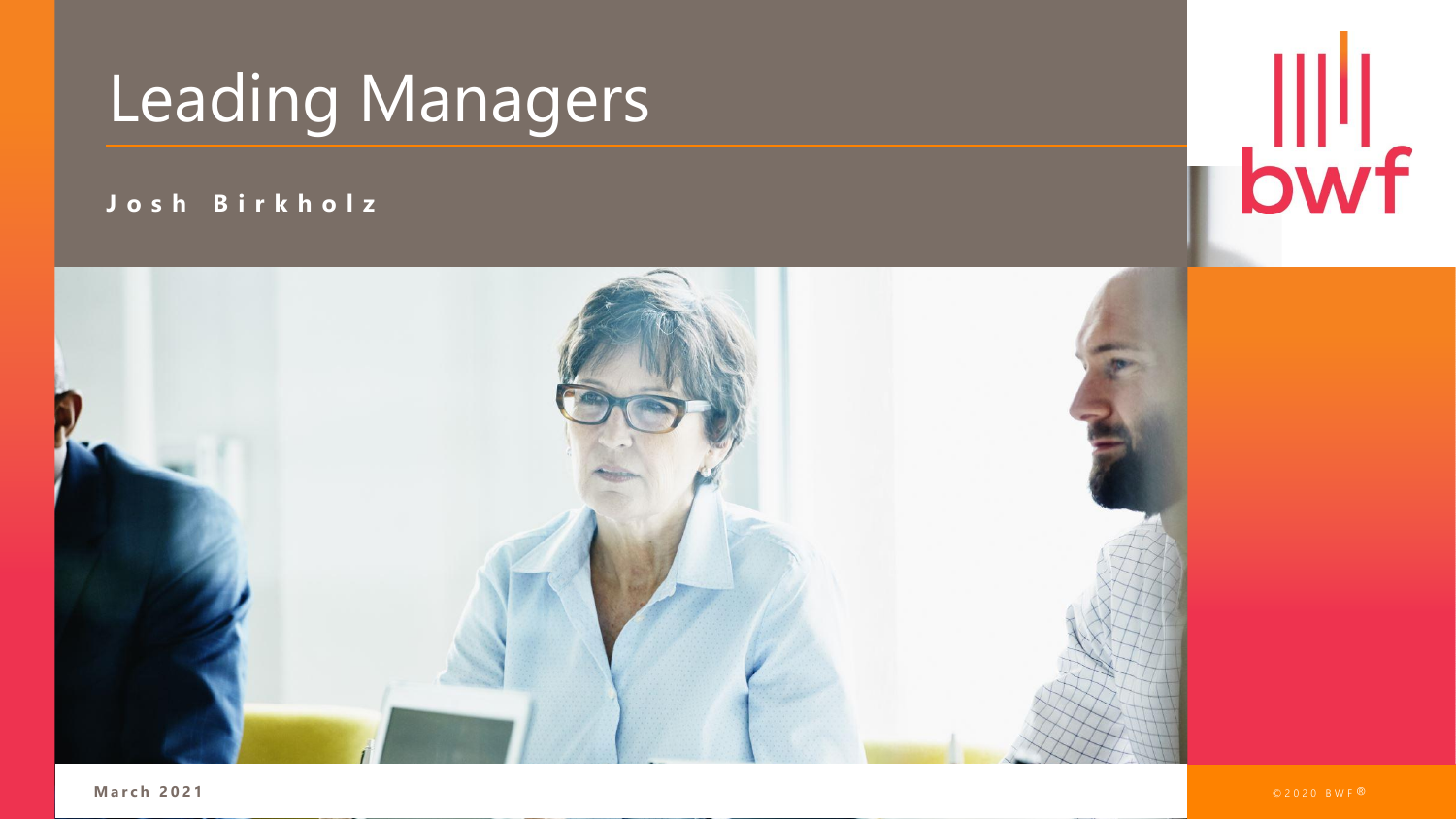# Leading Managers

**Josh Birkholz**

**March 2021**

©2020 BWF®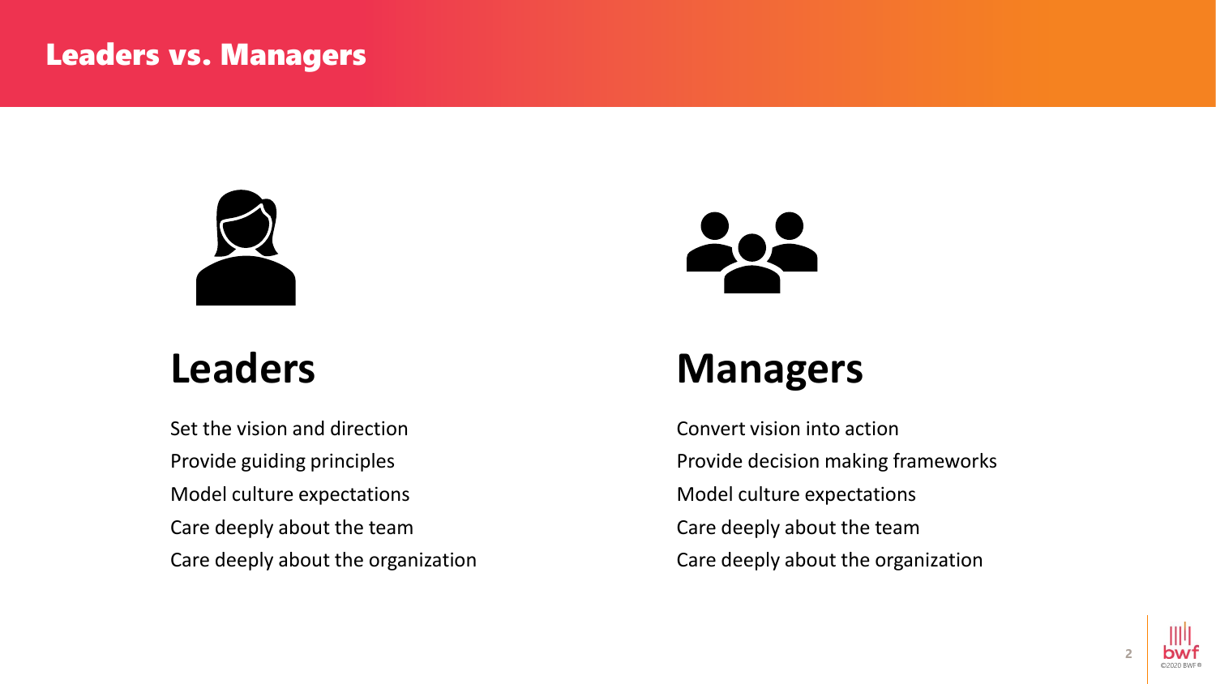# Leaders vs. Managers

## Leaders

Set the vision and direction
Provide guiding principles
Model culture expectations
Care deeply about the team
Care deeply about the organization

## Managers

Convert vision into action
Provide decision making frameworks
Model culture expectations
Care deeply about the team
Care deeply about the organization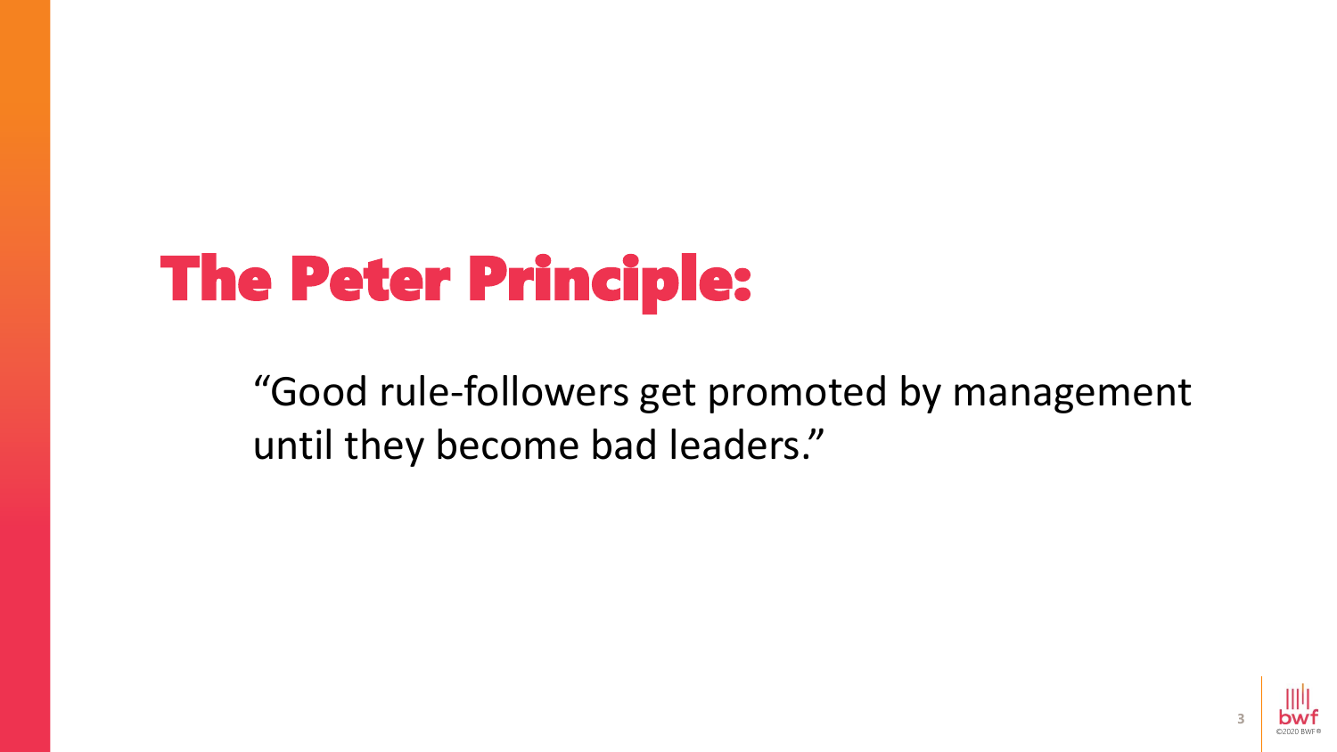# The Peter Principle:

"Good rule-followers get promoted by management until they become bad leaders."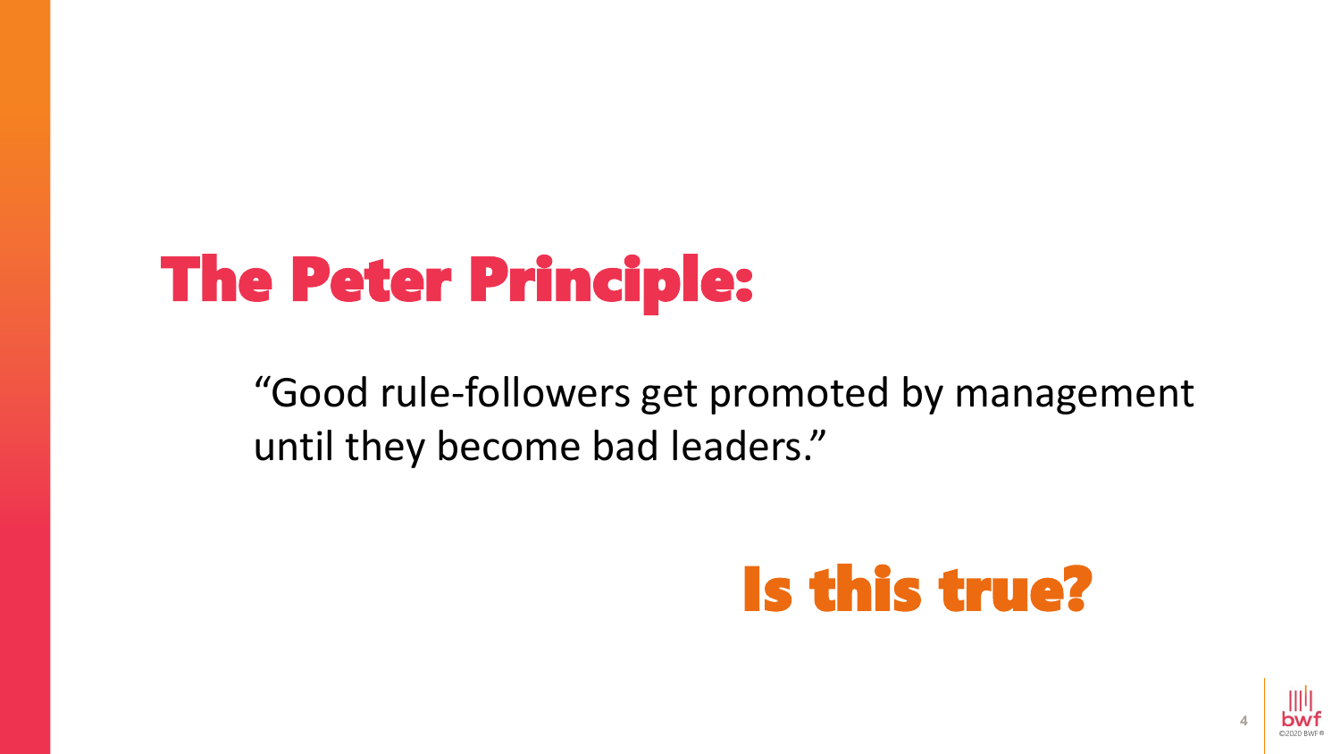# The Peter Principle:

"Good rule-followers get promoted by management until they become bad leaders."

## Is this true?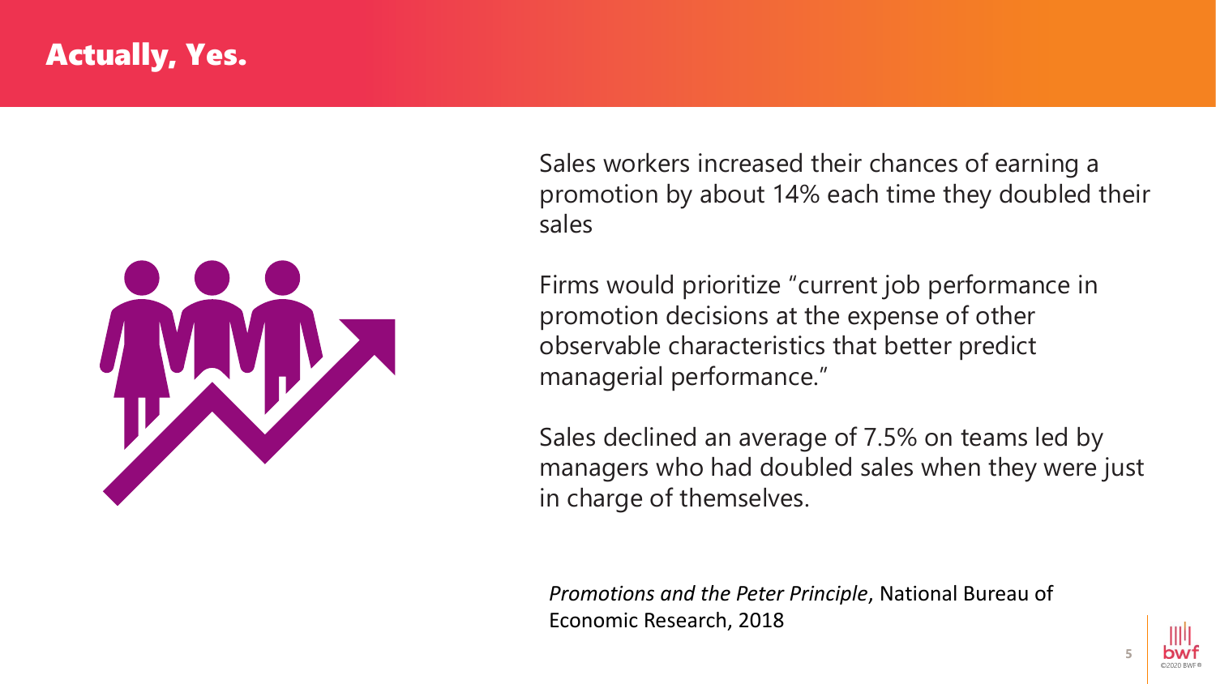# Actually, Yes.

Sales workers increased their chances of earning a promotion by about 14% each time they doubled their sales

Firms would prioritize "current job performance in promotion decisions at the expense of other observable characteristics that better predict managerial performance."

Sales declined an average of 7.5% on teams led by managers who had doubled sales when they were just in charge of themselves.

*Promotions and the Peter Principle*, National Bureau of Economic Research, 2018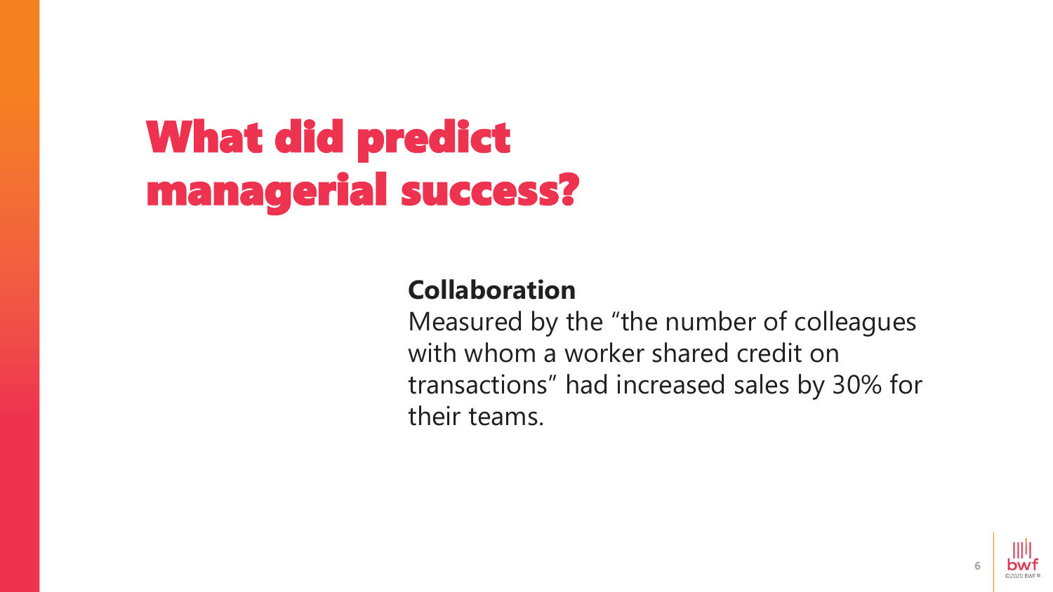# What did predict managerial success?

**Collaboration**

Measured by the “the number of colleagues with whom a worker shared credit on transactions” had increased sales by 30% for their teams.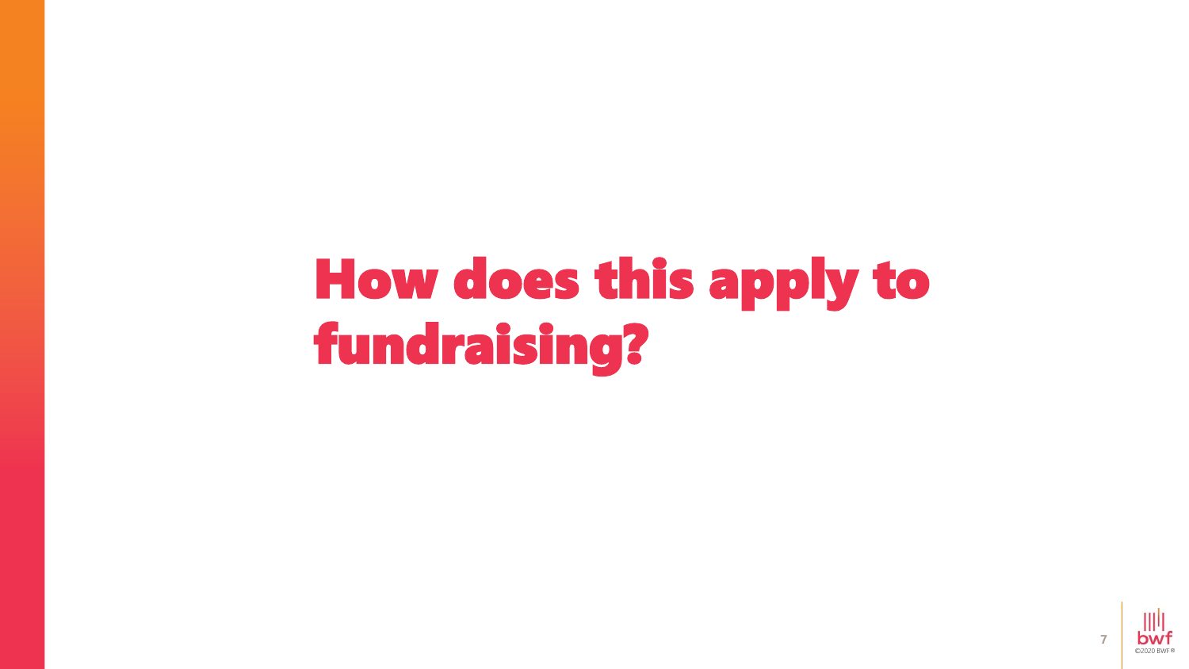# How does this apply to fundraising?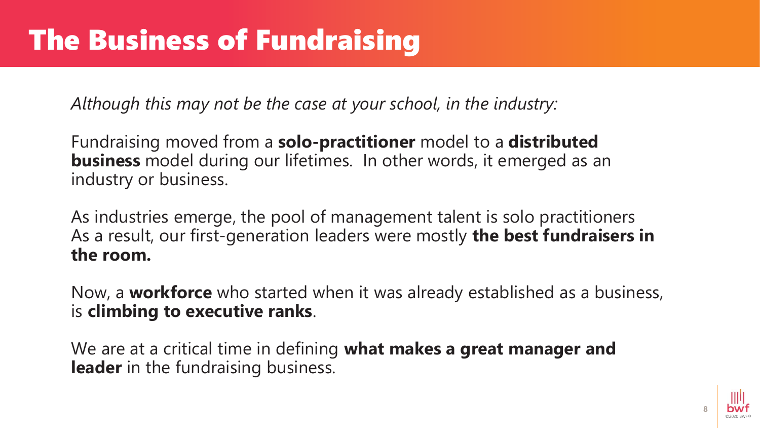# The Business of Fundraising

*Although this may not be the case at your school, in the industry:*

Fundraising moved from a **solo-practitioner** model to a **distributed business** model during our lifetimes. In other words, it emerged as an industry or business.

As industries emerge, the pool of management talent is solo practitioners
As a result, our first-generation leaders were mostly **the best fundraisers in the room.**

Now, a **workforce** who started when it was already established as a business, is **climbing to executive ranks**.

We are at a critical time in defining **what makes a great manager and leader** in the fundraising business.

©2020 BWF®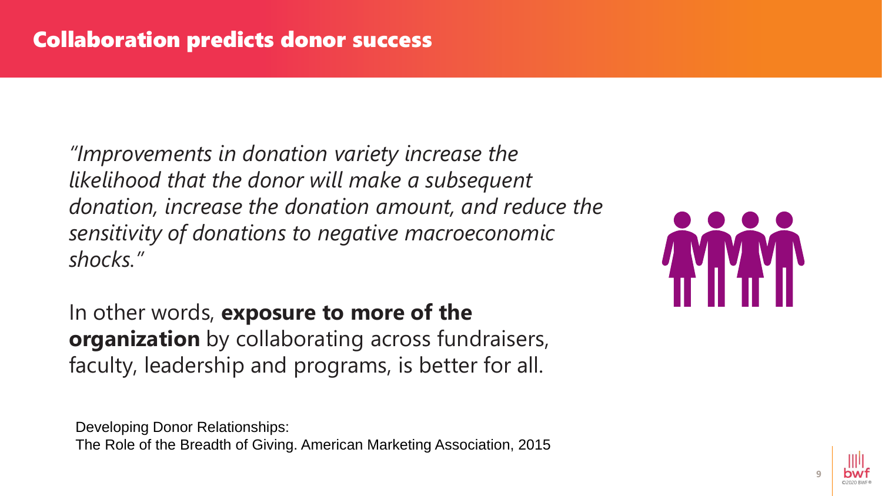# Collaboration predicts donor success

*"Improvements in donation variety increase the likelihood that the donor will make a subsequent donation, increase the donation amount, and reduce the sensitivity of donations to negative macroeconomic shocks."*

In other words, **exposure to more of the organization** by collaborating across fundraisers, faculty, leadership and programs, is better for all.

Developing Donor Relationships:
The Role of the Breadth of Giving. American Marketing Association, 2015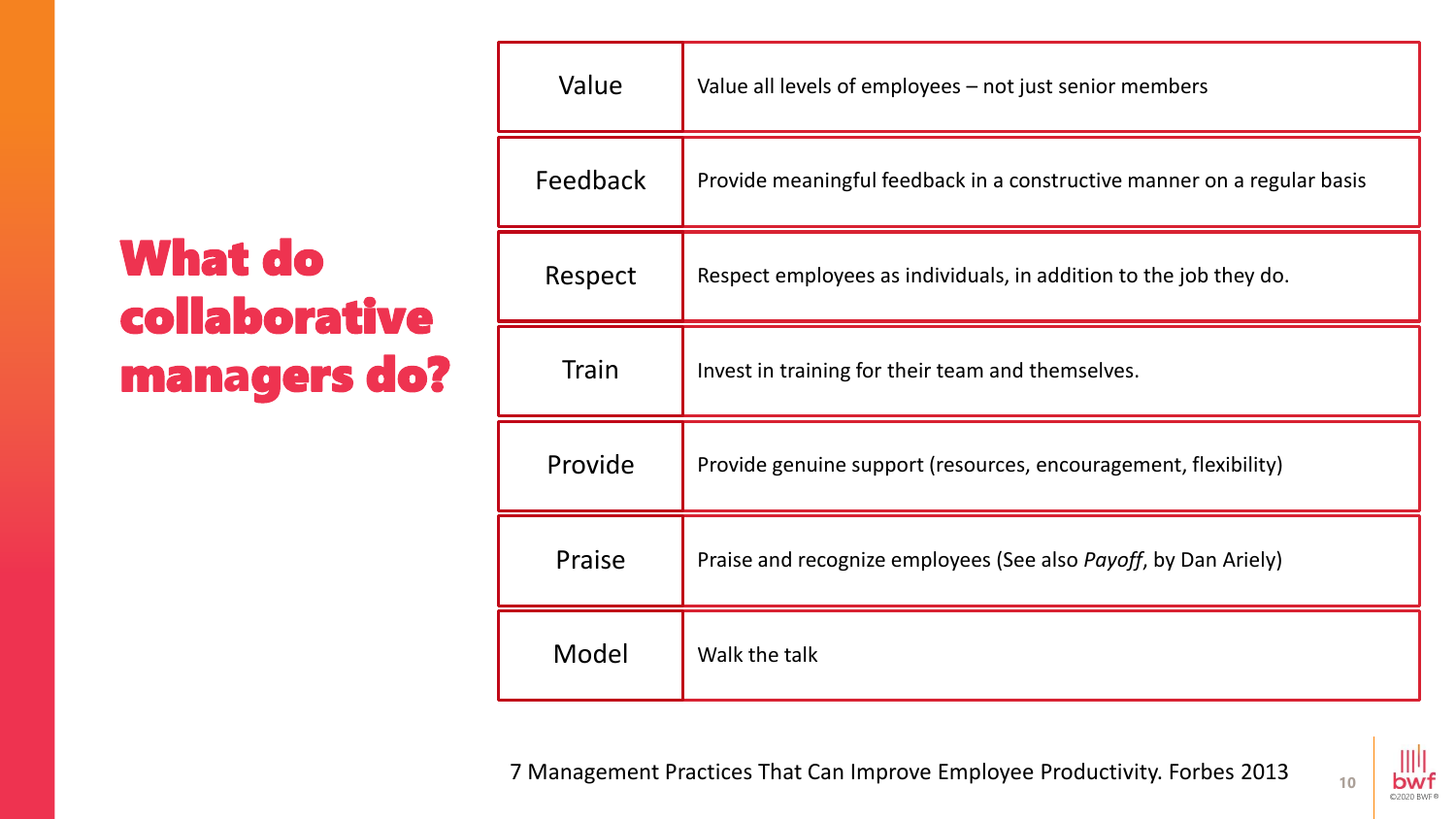# What do collaborative managers do?

| | |
|---|---|
| Value | Value all levels of employees – not just senior members |
| Feedback | Provide meaningful feedback in a constructive manner on a regular basis |
| Respect | Respect employees as individuals, in addition to the job they do. |
| Train | Invest in training for their team and themselves. |
| Provide | Provide genuine support (resources, encouragement, flexibility) |
| Praise | Praise and recognize employees (See also *Payoff*, by Dan Ariely) |
| Model | Walk the talk |

7 Management Practices That Can Improve Employee Productivity. Forbes 2013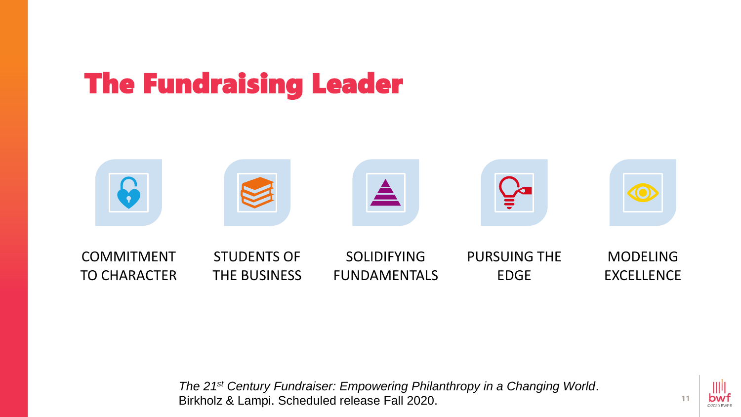# The Fundraising Leader

- COMMITMENT TO CHARACTER
- STUDENTS OF THE BUSINESS
- SOLIDIFYING FUNDAMENTALS
- PURSUING THE EDGE
- MODELING EXCELLENCE

*The 21st Century Fundraiser: Empowering Philanthropy in a Changing World*. Birkholz & Lampi. Scheduled release Fall 2020.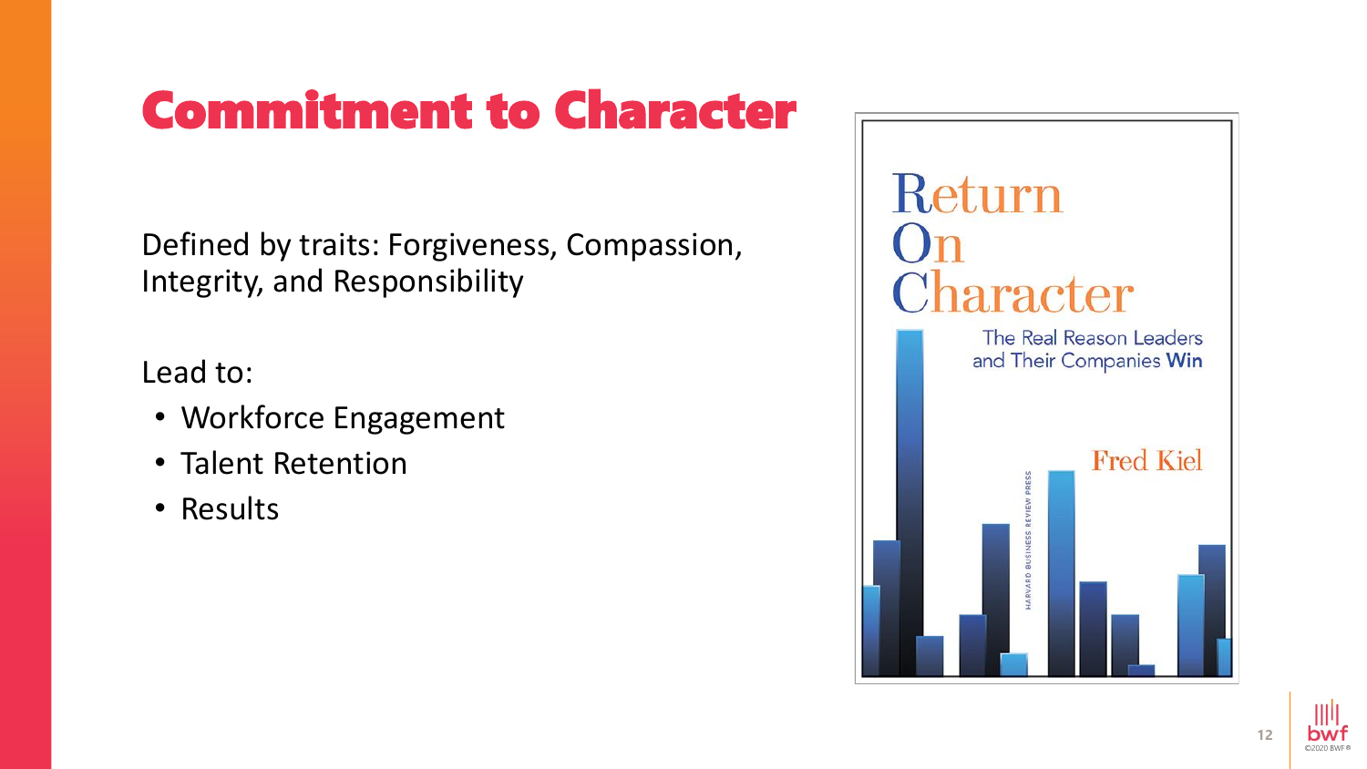# Commitment to Character

Defined by traits: Forgiveness, Compassion, Integrity, and Responsibility

Lead to:

- Workforce Engagement
- Talent Retention
- Results

Return On Character

The Real Reason Leaders and Their Companies Win

Fred Kiel

HARVARD BUSINESS REVIEW PRESS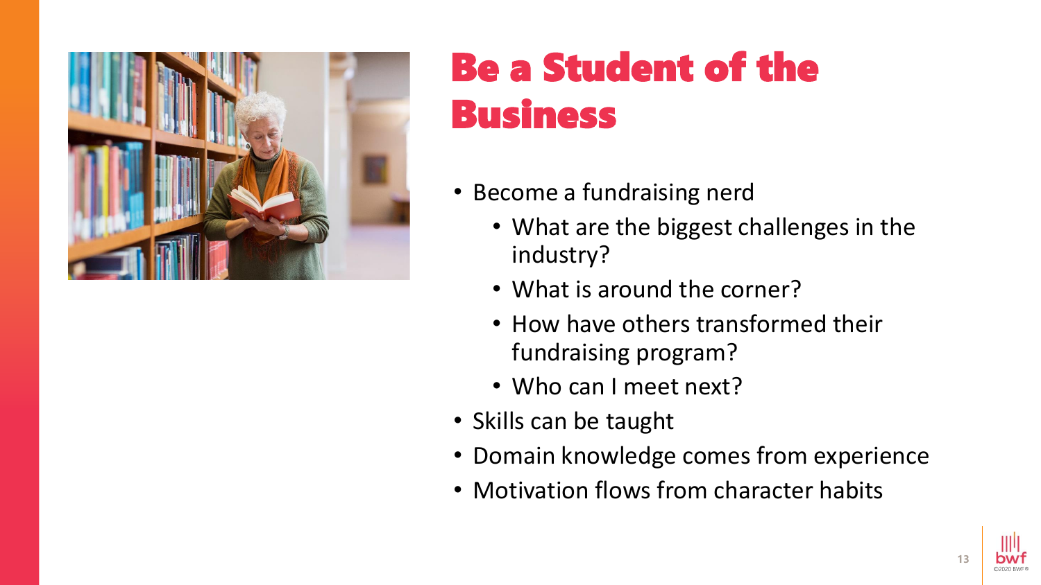# Be a Student of the Business

- Become a fundraising nerd
  - What are the biggest challenges in the industry?
  - What is around the corner?
  - How have others transformed their fundraising program?
  - Who can I meet next?
- Skills can be taught
- Domain knowledge comes from experience
- Motivation flows from character habits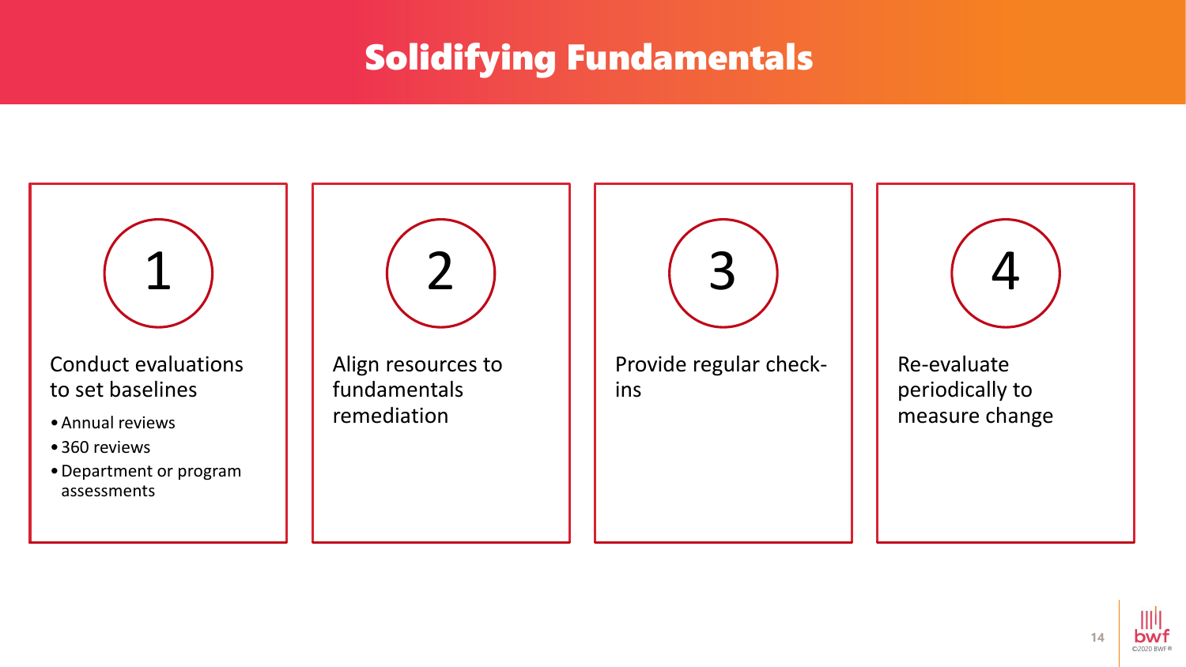# Solidifying Fundamentals

## 1

Conduct evaluations to set baselines

- Annual reviews
- 360 reviews
- Department or program assessments

## 2

Align resources to fundamentals remediation

## 3

Provide regular check-ins

## 4

Re-evaluate periodically to measure change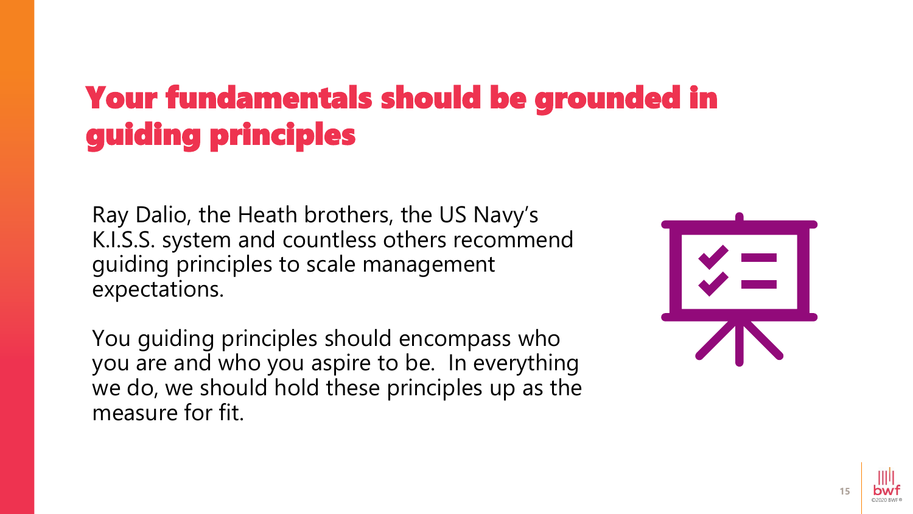# Your fundamentals should be grounded in guiding principles

Ray Dalio, the Heath brothers, the US Navy's K.I.S.S. system and countless others recommend guiding principles to scale management expectations.

You guiding principles should encompass who you are and who you aspire to be. In everything we do, we should hold these principles up as the measure for fit.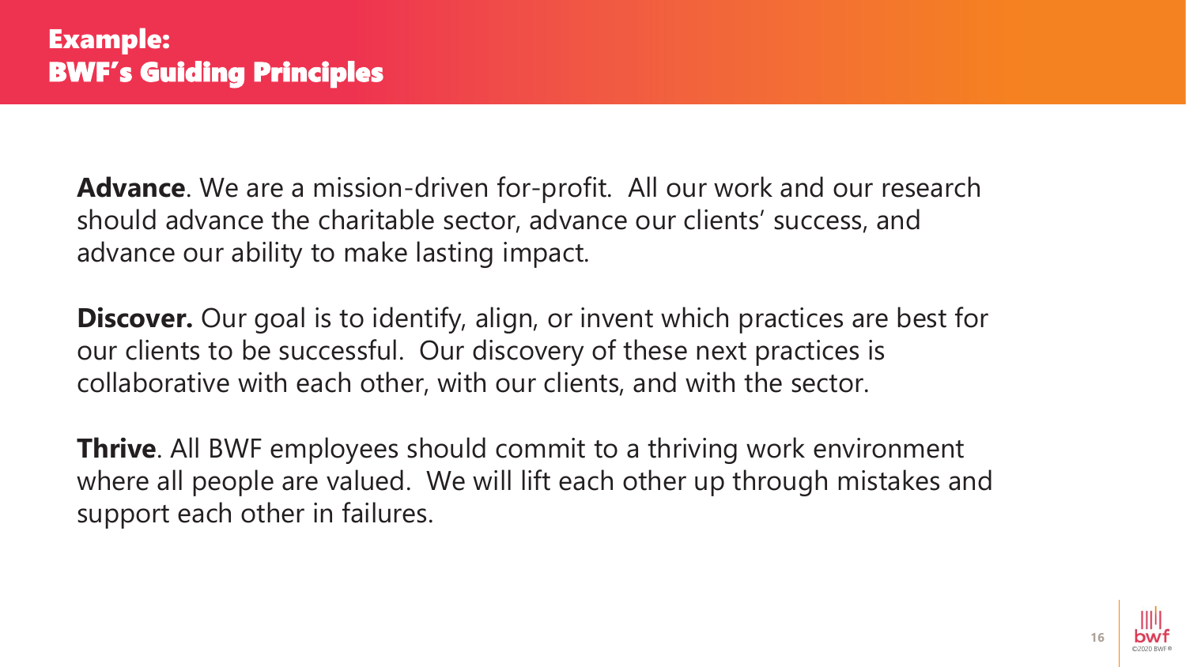# Example: BWF's Guiding Principles

**Advance**. We are a mission-driven for-profit. All our work and our research should advance the charitable sector, advance our clients' success, and advance our ability to make lasting impact.

**Discover.** Our goal is to identify, align, or invent which practices are best for our clients to be successful. Our discovery of these next practices is collaborative with each other, with our clients, and with the sector.

**Thrive**. All BWF employees should commit to a thriving work environment where all people are valued. We will lift each other up through mistakes and support each other in failures.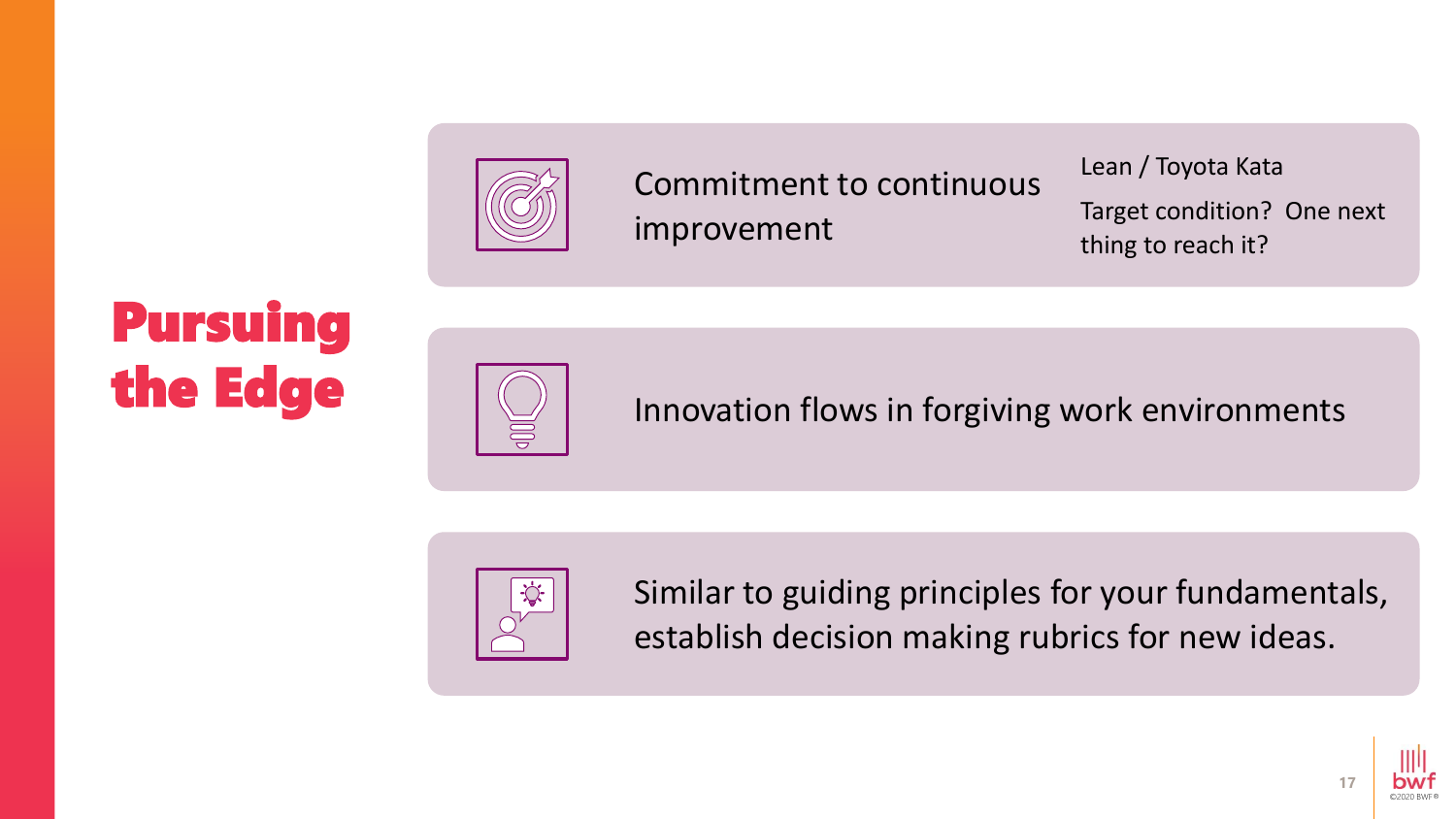# Pursuing the Edge

- Commitment to continuous improvement
  - Lean / Toyota Kata
  - Target condition? One next thing to reach it?
- Innovation flows in forgiving work environments
- Similar to guiding principles for your fundamentals, establish decision making rubrics for new ideas.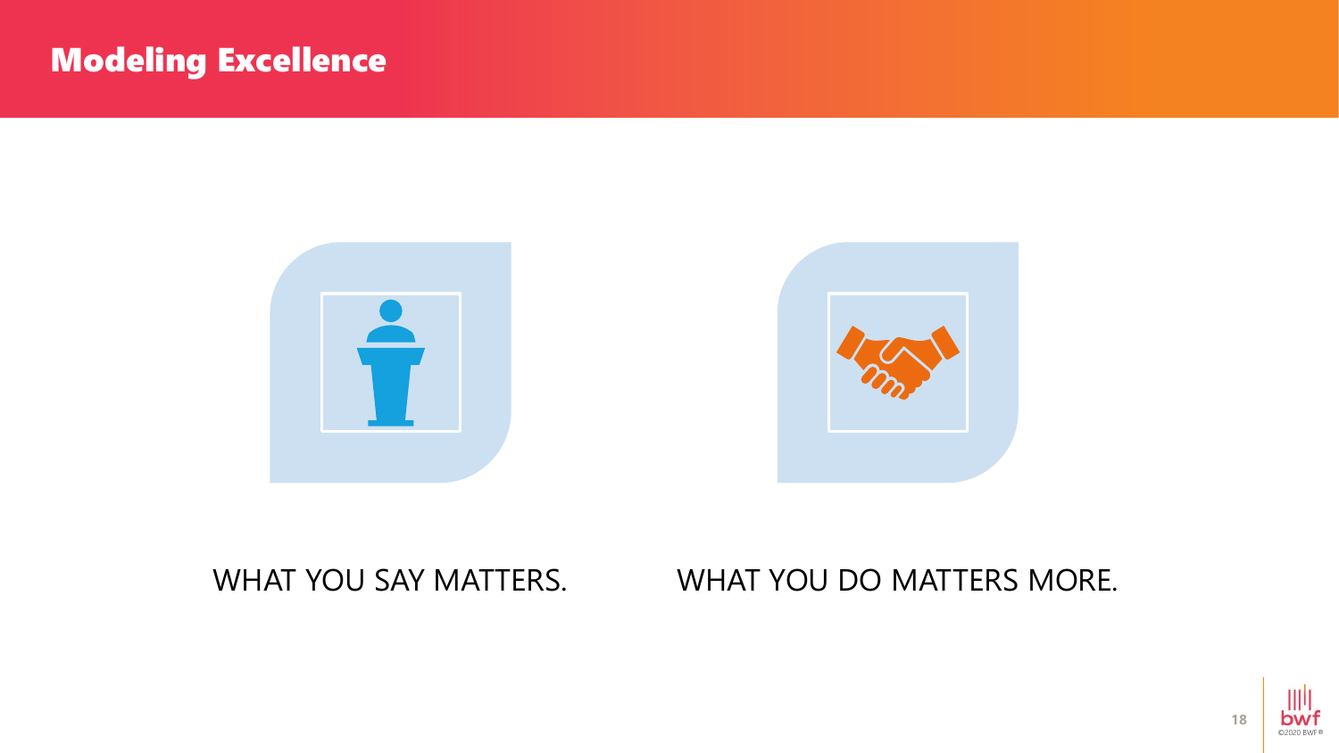# Modeling Excellence

WHAT YOU SAY MATTERS.

WHAT YOU DO MATTERS MORE.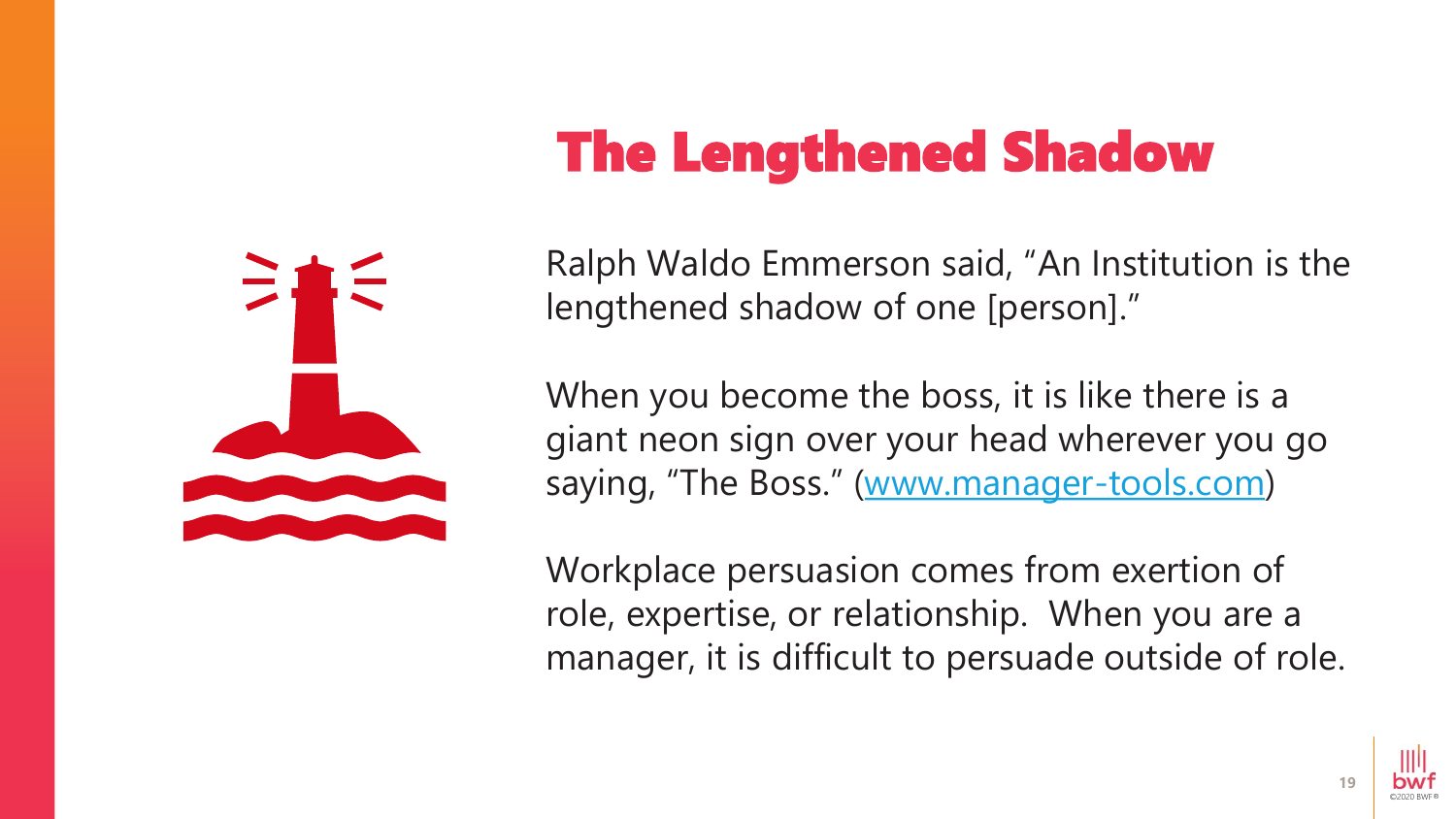# The Lengthened Shadow

Ralph Waldo Emmerson said, “An Institution is the lengthened shadow of one [person].”

When you become the boss, it is like there is a giant neon sign over your head wherever you go saying, “The Boss.” (www.manager-tools.com)

Workplace persuasion comes from exertion of role, expertise, or relationship. When you are a manager, it is difficult to persuade outside of role.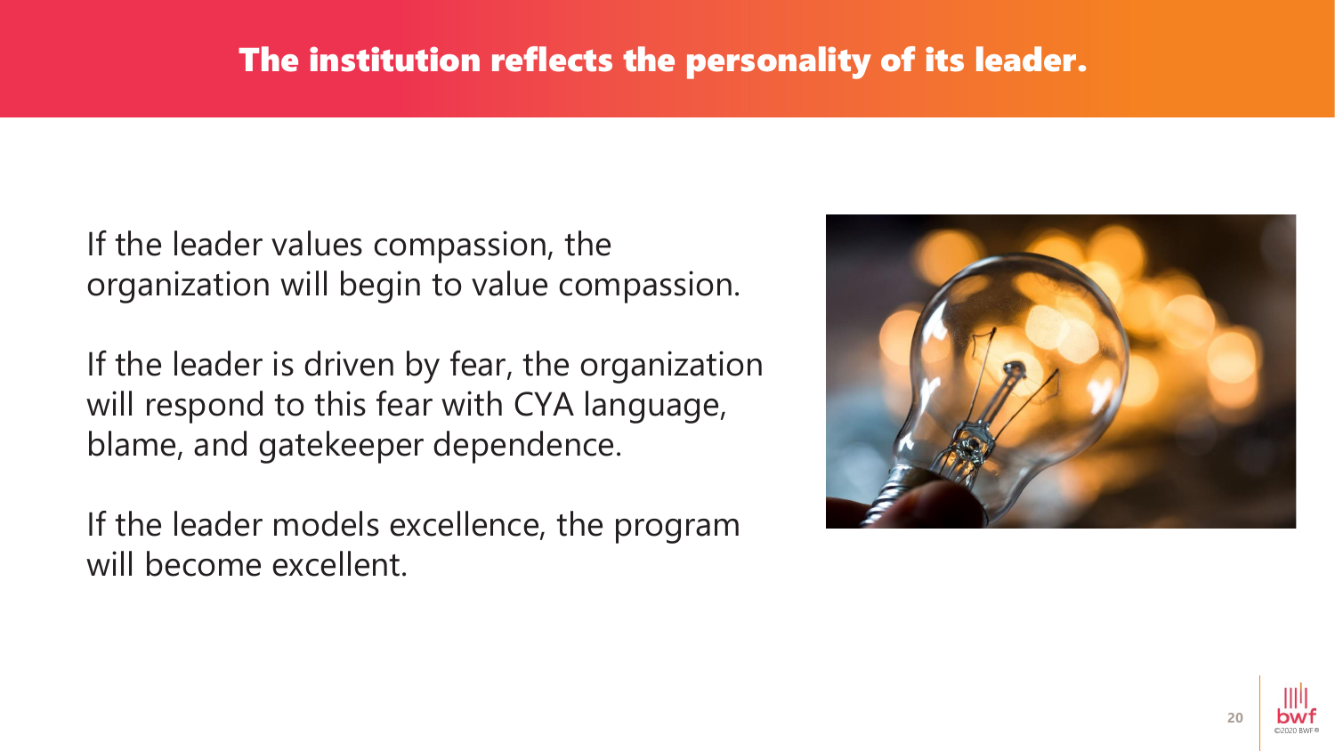# The institution reflects the personality of its leader.

If the leader values compassion, the organization will begin to value compassion.

If the leader is driven by fear, the organization will respond to this fear with CYA language, blame, and gatekeeper dependence.

If the leader models excellence, the program will become excellent.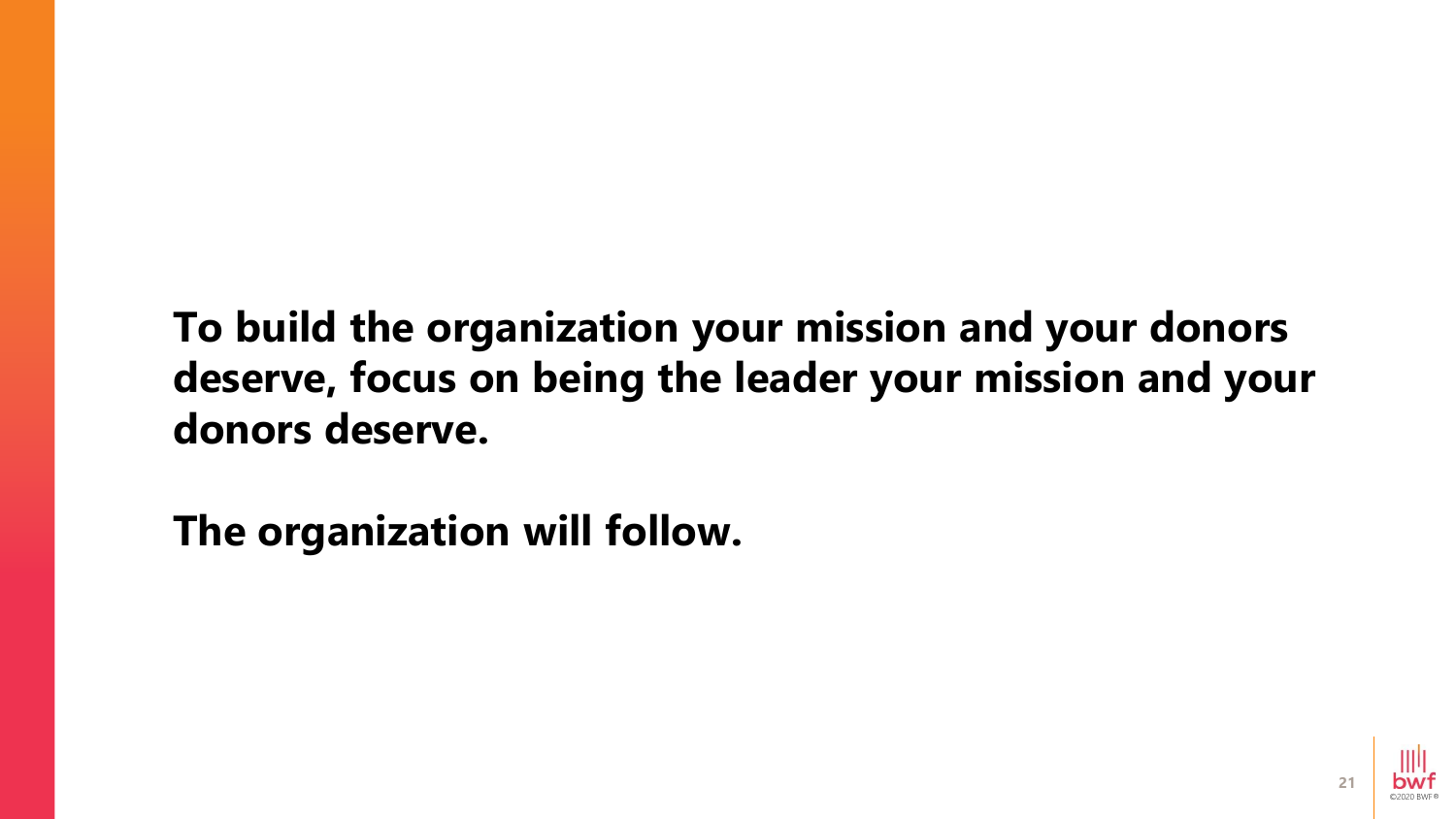**To build the organization your mission and your donors deserve, focus on being the leader your mission and your donors deserve.**

**The organization will follow.**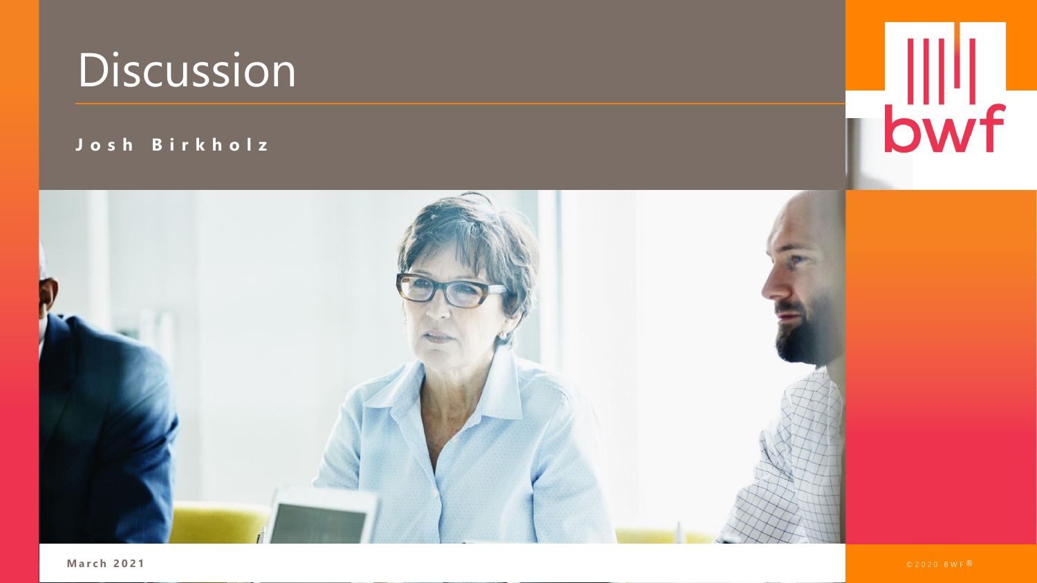# Discussion

**Josh Birkholz**

**March 2021**

©2020 BWF®